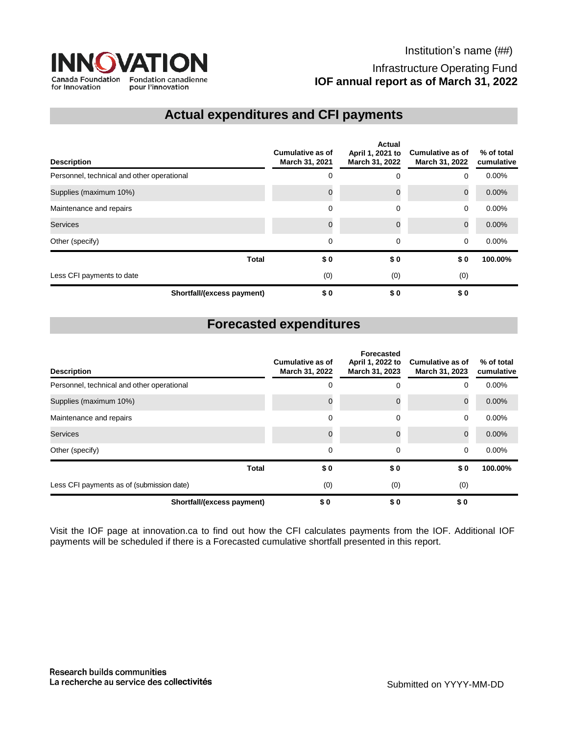Innovation Canada Foundation for Innovation / Fondation canadienne pour l'innovation

Institution's name (##)

Infrastructure Operating Fund

**IOF annual report as of March 31, 2022**

## Actual expenditures and CFI payments

| Description | Cumulative as of March 31, 2021 | Actual April 1, 2021 to March 31, 2022 | Cumulative as of March 31, 2022 | % of total cumulative |
|---|---|---|---|---|
| Personnel, technical and other operational | 0 | 0 | 0 | 0.00% |
| Supplies (maximum 10%) | 0 | 0 | 0 | 0.00% |
| Maintenance and repairs | 0 | 0 | 0 | 0.00% |
| Services | 0 | 0 | 0 | 0.00% |
| Other (specify) | 0 | 0 | 0 | 0.00% |
| **Total** | **$ 0** | **$ 0** | **$ 0** | **100.00%** |
| Less CFI payments to date | (0) | (0) | (0) | |
| **Shortfall/(excess payment)** | **$ 0** | **$ 0** | **$ 0** | |

## Forecasted expenditures

| Description | Cumulative as of March 31, 2022 | Forecasted April 1, 2022 to March 31, 2023 | Cumulative as of March 31, 2023 | % of total cumulative |
|---|---|---|---|---|
| Personnel, technical and other operational | 0 | 0 | 0 | 0.00% |
| Supplies (maximum 10%) | 0 | 0 | 0 | 0.00% |
| Maintenance and repairs | 0 | 0 | 0 | 0.00% |
| Services | 0 | 0 | 0 | 0.00% |
| Other (specify) | 0 | 0 | 0 | 0.00% |
| **Total** | **$ 0** | **$ 0** | **$ 0** | **100.00%** |
| Less CFI payments as of (submission date) | (0) | (0) | (0) | |
| **Shortfall/(excess payment)** | **$ 0** | **$ 0** | **$ 0** | |

Visit the IOF page at innovation.ca to find out how the CFI calculates payments from the IOF. Additional IOF payments will be scheduled if there is a Forecasted cumulative shortfall presented in this report.

Research builds communities
La recherche au service des collectivités

Submitted on YYYY-MM-DD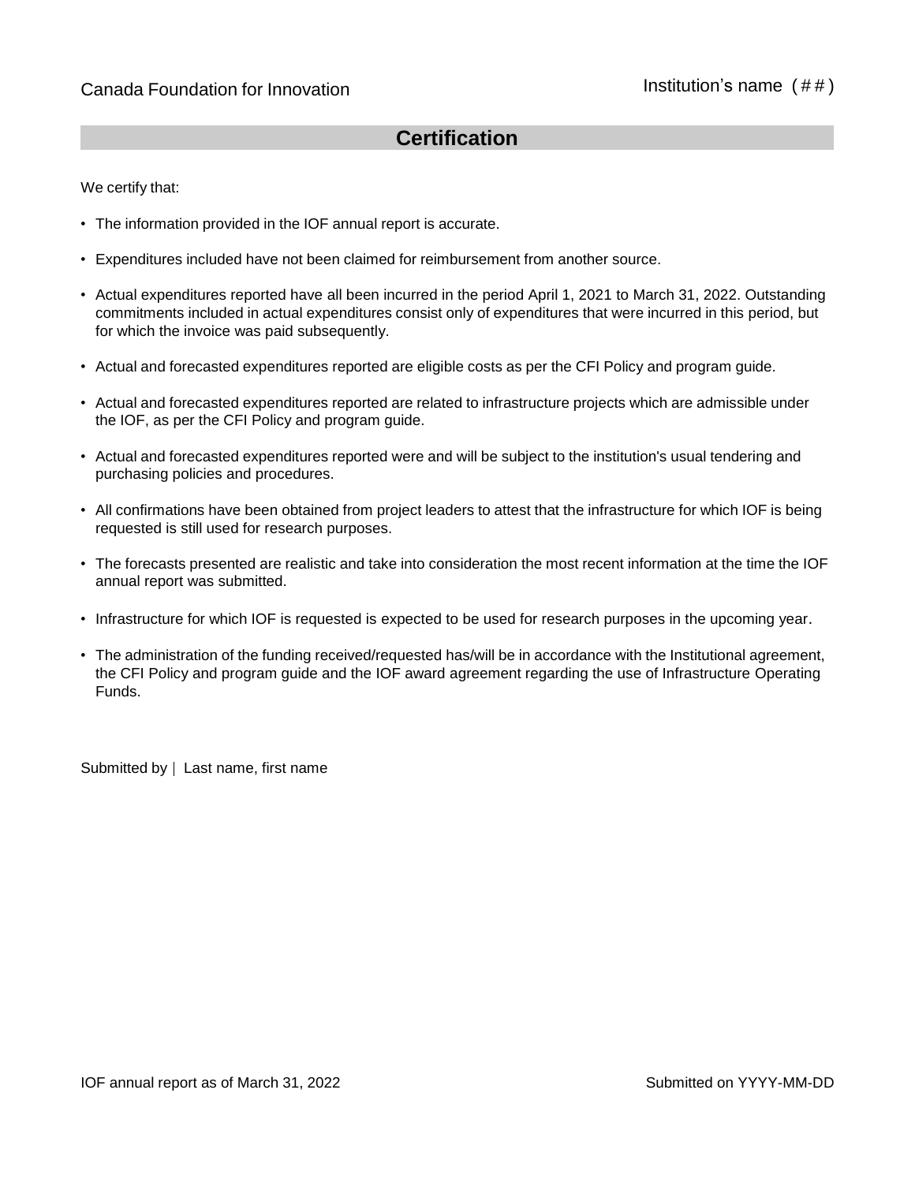## Certification

We certify that:

- The information provided in the IOF annual report is accurate.
- Expenditures included have not been claimed for reimbursement from another source.
- Actual expenditures reported have all been incurred in the period April 1, 2021 to March 31, 2022. Outstanding commitments included in actual expenditures consist only of expenditures that were incurred in this period, but for which the invoice was paid subsequently.
- Actual and forecasted expenditures reported are eligible costs as per the CFI Policy and program guide.
- Actual and forecasted expenditures reported are related to infrastructure projects which are admissible under the IOF, as per the CFI Policy and program guide.
- Actual and forecasted expenditures reported were and will be subject to the institution's usual tendering and purchasing policies and procedures.
- All confirmations have been obtained from project leaders to attest that the infrastructure for which IOF is being requested is still used for research purposes.
- The forecasts presented are realistic and take into consideration the most recent information at the time the IOF annual report was submitted.
- Infrastructure for which IOF is requested is expected to be used for research purposes in the upcoming year.
- The administration of the funding received/requested has/will be in accordance with the Institutional agreement, the CFI Policy and program guide and the IOF award agreement regarding the use of Infrastructure Operating Funds.

Submitted by | Last name, first name